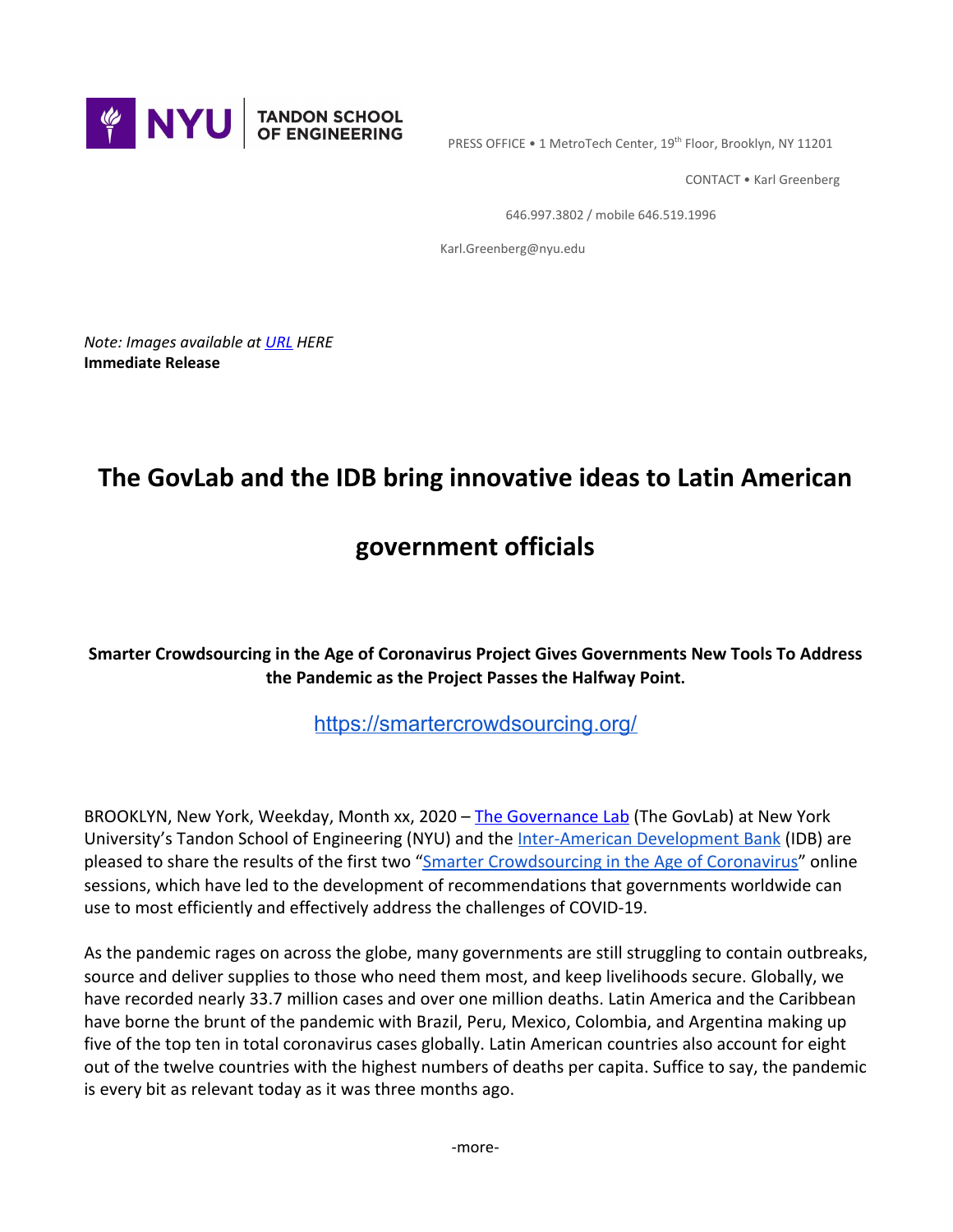NYU TANDON SCHOOL OF ENGINEERING

PRESS OFFICE • 1 MetroTech Center, 19th Floor, Brooklyn, NY 11201

CONTACT • Karl Greenberg

646.997.3802 / mobile 646.519.1996

Karl.Greenberg@nyu.edu

*Note: Images available at URL HERE*
**Immediate Release**

# The GovLab and the IDB bring innovative ideas to Latin American government officials

**Smarter Crowdsourcing in the Age of Coronavirus Project Gives Governments New Tools To Address the Pandemic as the Project Passes the Halfway Point.**

https://smartercrowdsourcing.org/

BROOKLYN, New York, Weekday, Month xx, 2020 – The Governance Lab (The GovLab) at New York University's Tandon School of Engineering (NYU) and the Inter-American Development Bank (IDB) are pleased to share the results of the first two "Smarter Crowdsourcing in the Age of Coronavirus" online sessions, which have led to the development of recommendations that governments worldwide can use to most efficiently and effectively address the challenges of COVID-19.

As the pandemic rages on across the globe, many governments are still struggling to contain outbreaks, source and deliver supplies to those who need them most, and keep livelihoods secure. Globally, we have recorded nearly 33.7 million cases and over one million deaths. Latin America and the Caribbean have borne the brunt of the pandemic with Brazil, Peru, Mexico, Colombia, and Argentina making up five of the top ten in total coronavirus cases globally. Latin American countries also account for eight out of the twelve countries with the highest numbers of deaths per capita. Suffice to say, the pandemic is every bit as relevant today as it was three months ago.

-more-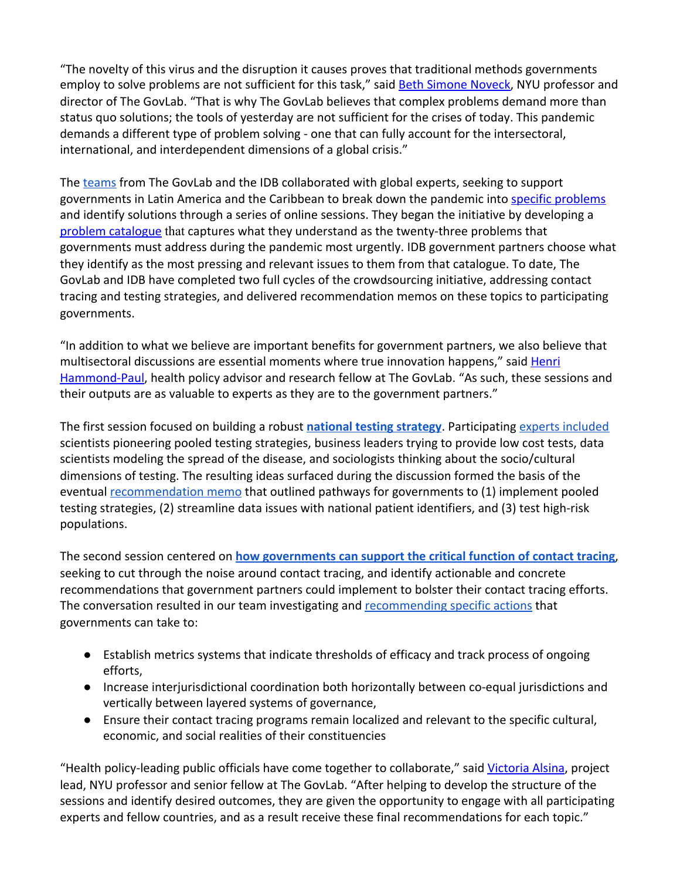"The novelty of this virus and the disruption it causes proves that traditional methods governments employ to solve problems are not sufficient for this task," said Beth Simone Noveck, NYU professor and director of The GovLab. "That is why The GovLab believes that complex problems demand more than status quo solutions; the tools of yesterday are not sufficient for the crises of today. This pandemic demands a different type of problem solving - one that can fully account for the intersectoral, international, and interdependent dimensions of a global crisis."

The teams from The GovLab and the IDB collaborated with global experts, seeking to support governments in Latin America and the Caribbean to break down the pandemic into specific problems and identify solutions through a series of online sessions. They began the initiative by developing a problem catalogue that captures what they understand as the twenty-three problems that governments must address during the pandemic most urgently. IDB government partners choose what they identify as the most pressing and relevant issues to them from that catalogue. To date, The GovLab and IDB have completed two full cycles of the crowdsourcing initiative, addressing contact tracing and testing strategies, and delivered recommendation memos on these topics to participating governments.

"In addition to what we believe are important benefits for government partners, we also believe that multisectoral discussions are essential moments where true innovation happens," said Henri Hammond-Paul, health policy advisor and research fellow at The GovLab. "As such, these sessions and their outputs are as valuable to experts as they are to the government partners."

The first session focused on building a robust **national testing strategy**. Participating experts included scientists pioneering pooled testing strategies, business leaders trying to provide low cost tests, data scientists modeling the spread of the disease, and sociologists thinking about the socio/cultural dimensions of testing. The resulting ideas surfaced during the discussion formed the basis of the eventual recommendation memo that outlined pathways for governments to (1) implement pooled testing strategies, (2) streamline data issues with national patient identifiers, and (3) test high-risk populations.

The second session centered on **how governments can support the critical function of contact tracing**, seeking to cut through the noise around contact tracing, and identify actionable and concrete recommendations that government partners could implement to bolster their contact tracing efforts. The conversation resulted in our team investigating and recommending specific actions that governments can take to:

- Establish metrics systems that indicate thresholds of efficacy and track process of ongoing efforts,
- Increase interjurisdictional coordination both horizontally between co-equal jurisdictions and vertically between layered systems of governance,
- Ensure their contact tracing programs remain localized and relevant to the specific cultural, economic, and social realities of their constituencies

"Health policy-leading public officials have come together to collaborate," said Victoria Alsina, project lead, NYU professor and senior fellow at The GovLab. "After helping to develop the structure of the sessions and identify desired outcomes, they are given the opportunity to engage with all participating experts and fellow countries, and as a result receive these final recommendations for each topic."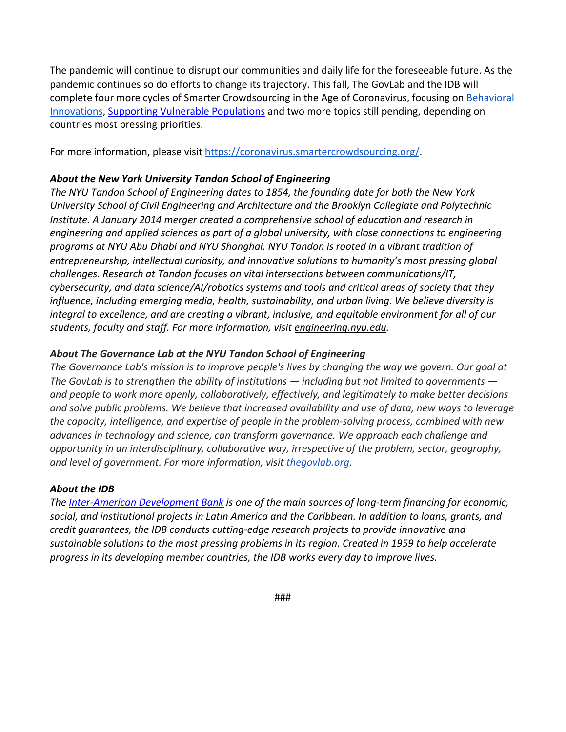The pandemic will continue to disrupt our communities and daily life for the foreseeable future. As the pandemic continues so do efforts to change its trajectory. This fall, The GovLab and the IDB will complete four more cycles of Smarter Crowdsourcing in the Age of Coronavirus, focusing on Behavioral Innovations, Supporting Vulnerable Populations and two more topics still pending, depending on countries most pressing priorities.

For more information, please visit https://coronavirus.smartercrowdsourcing.org/.

***About the New York University Tandon School of Engineering***

*The NYU Tandon School of Engineering dates to 1854, the founding date for both the New York University School of Civil Engineering and Architecture and the Brooklyn Collegiate and Polytechnic Institute. A January 2014 merger created a comprehensive school of education and research in engineering and applied sciences as part of a global university, with close connections to engineering programs at NYU Abu Dhabi and NYU Shanghai. NYU Tandon is rooted in a vibrant tradition of entrepreneurship, intellectual curiosity, and innovative solutions to humanity's most pressing global challenges. Research at Tandon focuses on vital intersections between communications/IT, cybersecurity, and data science/AI/robotics systems and tools and critical areas of society that they influence, including emerging media, health, sustainability, and urban living. We believe diversity is integral to excellence, and are creating a vibrant, inclusive, and equitable environment for all of our students, faculty and staff. For more information, visit engineering.nyu.edu.*

***About The Governance Lab at the NYU Tandon School of Engineering***

*The Governance Lab's mission is to improve people's lives by changing the way we govern. Our goal at The GovLab is to strengthen the ability of institutions — including but not limited to governments — and people to work more openly, collaboratively, effectively, and legitimately to make better decisions and solve public problems. We believe that increased availability and use of data, new ways to leverage the capacity, intelligence, and expertise of people in the problem-solving process, combined with new advances in technology and science, can transform governance. We approach each challenge and opportunity in an interdisciplinary, collaborative way, irrespective of the problem, sector, geography, and level of government. For more information, visit thegovlab.org.*

***About the IDB***

*The Inter-American Development Bank is one of the main sources of long-term financing for economic, social, and institutional projects in Latin America and the Caribbean. In addition to loans, grants, and credit guarantees, the IDB conducts cutting-edge research projects to provide innovative and sustainable solutions to the most pressing problems in its region. Created in 1959 to help accelerate progress in its developing member countries, the IDB works every day to improve lives.*

###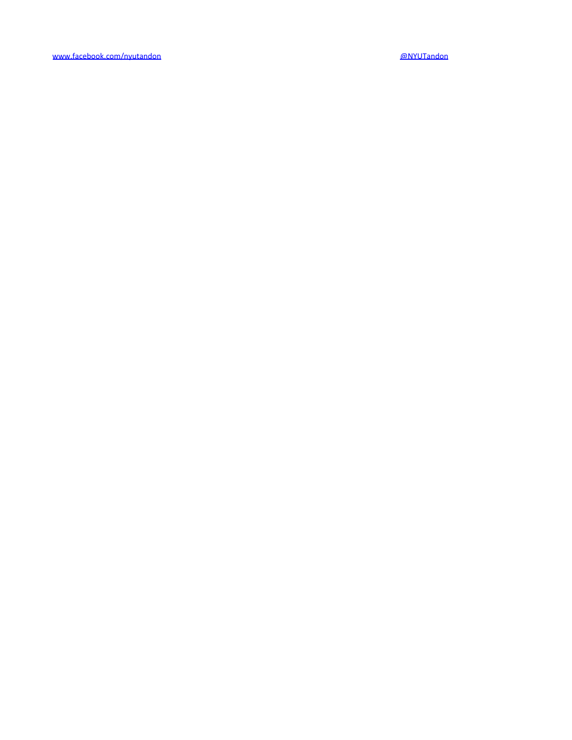www.facebook.com/nyutandon @NYUTandon